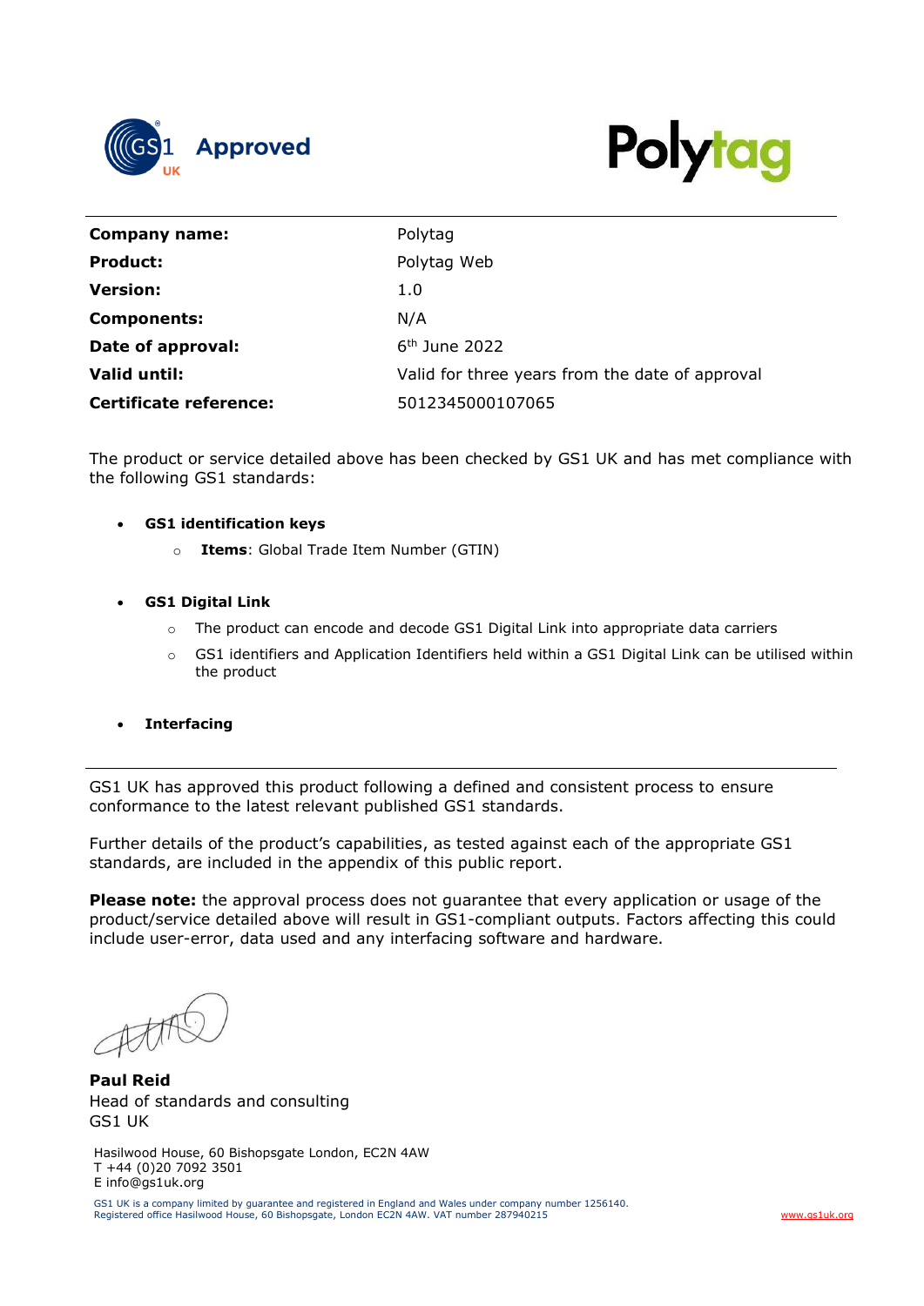GS1 UK Approved

Polytag

| | |
|---|---|
| **Company name:** | Polytag |
| **Product:** | Polytag Web |
| **Version:** | 1.0 |
| **Components:** | N/A |
| **Date of approval:** | 6th June 2022 |
| **Valid until:** | Valid for three years from the date of approval |
| **Certificate reference:** | 5012345000107065 |

The product or service detailed above has been checked by GS1 UK and has met compliance with the following GS1 standards:

- **GS1 identification keys**
  - **Items**: Global Trade Item Number (GTIN)
- **GS1 Digital Link**
  - The product can encode and decode GS1 Digital Link into appropriate data carriers
  - GS1 identifiers and Application Identifiers held within a GS1 Digital Link can be utilised within the product
- **Interfacing**

GS1 UK has approved this product following a defined and consistent process to ensure conformance to the latest relevant published GS1 standards.

Further details of the product's capabilities, as tested against each of the appropriate GS1 standards, are included in the appendix of this public report.

**Please note:** the approval process does not guarantee that every application or usage of the product/service detailed above will result in GS1-compliant outputs. Factors affecting this could include user-error, data used and any interfacing software and hardware.

**Paul Reid**
Head of standards and consulting
GS1 UK

Hasilwood House, 60 Bishopsgate London, EC2N 4AW
T +44 (0)20 7092 3501
E info@gs1uk.org

GS1 UK is a company limited by guarantee and registered in England and Wales under company number 1256140.
Registered office Hasilwood House, 60 Bishopsgate, London EC2N 4AW. VAT number 287940215

www.gs1uk.org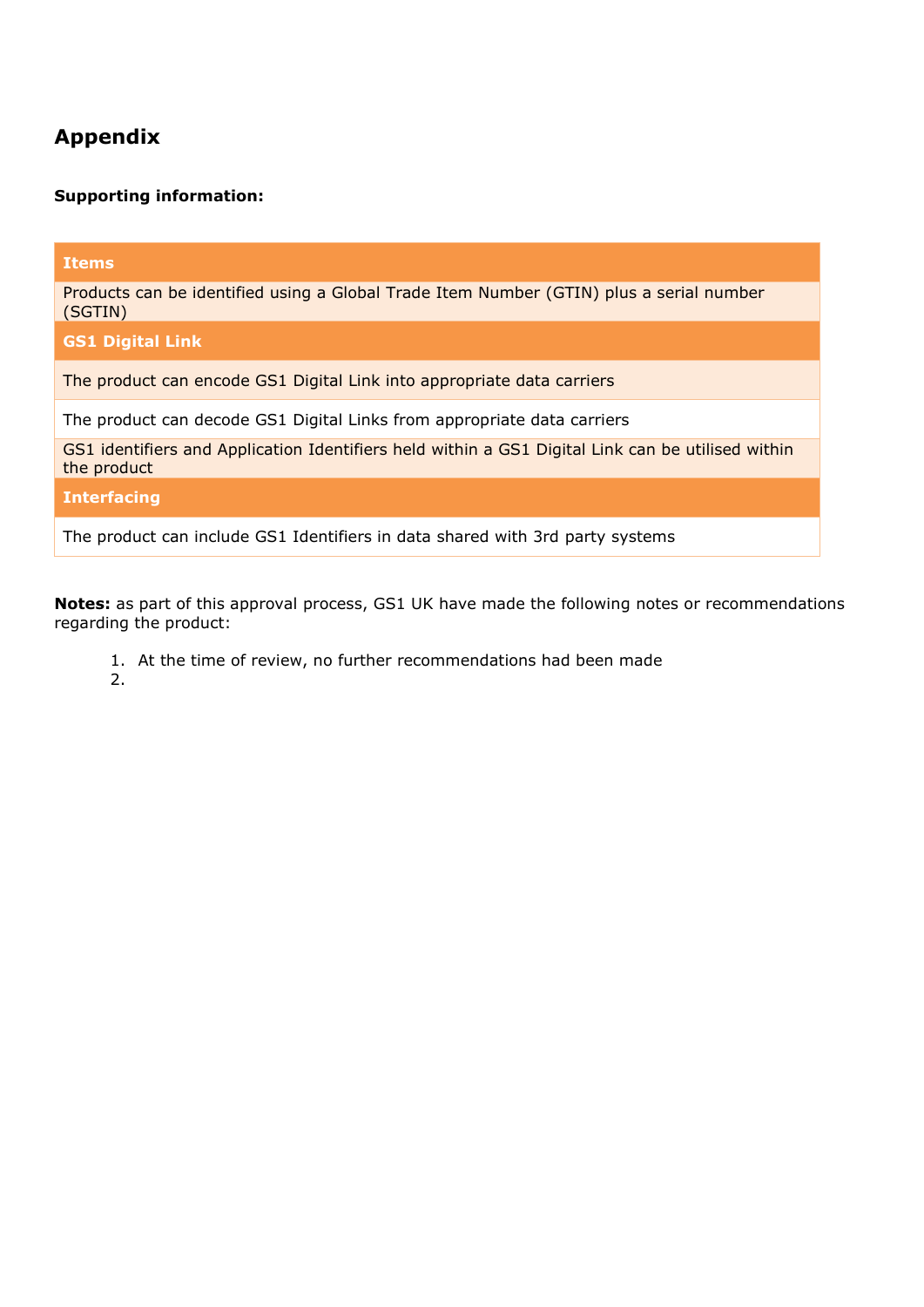## Appendix

**Supporting information:**

| |
|---|
| **Items** |
| Products can be identified using a Global Trade Item Number (GTIN) plus a serial number (SGTIN) |
| **GS1 Digital Link** |
| The product can encode GS1 Digital Link into appropriate data carriers |
| The product can decode GS1 Digital Links from appropriate data carriers |
| GS1 identifiers and Application Identifiers held within a GS1 Digital Link can be utilised within the product |
| **Interfacing** |
| The product can include GS1 Identifiers in data shared with 3rd party systems |

**Notes:** as part of this approval process, GS1 UK have made the following notes or recommendations regarding the product:

1. At the time of review, no further recommendations had been made
2.